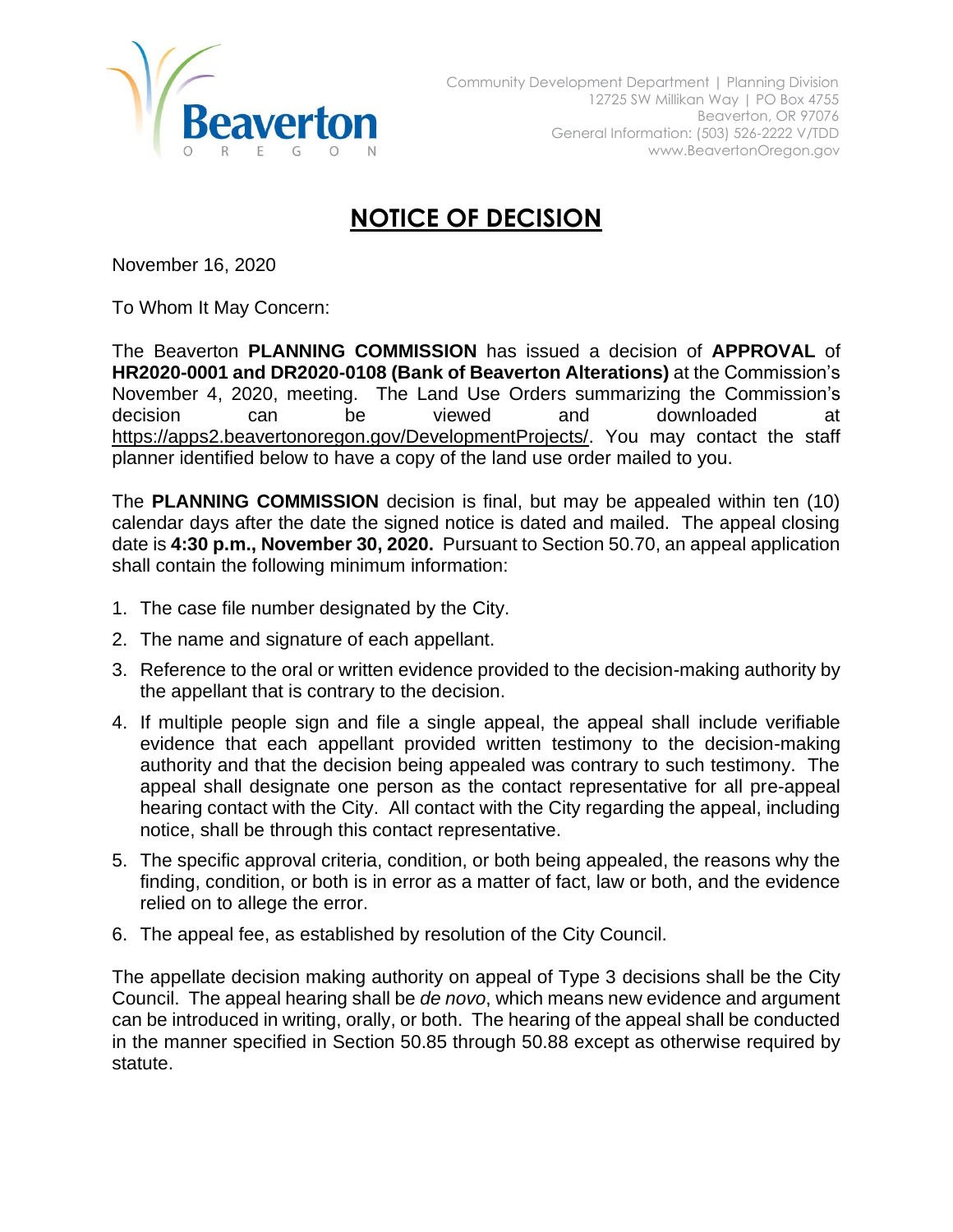Beaverton OREGON

Community Development Department | Planning Division
12725 SW Millikan Way | PO Box 4755
Beaverton, OR 97076
General Information: (503) 526-2222 V/TDD
www.BeavertonOregon.gov

# NOTICE OF DECISION

November 16, 2020

To Whom It May Concern:

The Beaverton **PLANNING COMMISSION** has issued a decision of **APPROVAL** of **HR2020-0001 and DR2020-0108 (Bank of Beaverton Alterations)** at the Commission's November 4, 2020, meeting. The Land Use Orders summarizing the Commission's decision can be viewed and downloaded at https://apps2.beavertonoregon.gov/DevelopmentProjects/. You may contact the staff planner identified below to have a copy of the land use order mailed to you.

The **PLANNING COMMISSION** decision is final, but may be appealed within ten (10) calendar days after the date the signed notice is dated and mailed. The appeal closing date is **4:30 p.m., November 30, 2020.** Pursuant to Section 50.70, an appeal application shall contain the following minimum information:

1. The case file number designated by the City.
2. The name and signature of each appellant.
3. Reference to the oral or written evidence provided to the decision-making authority by the appellant that is contrary to the decision.
4. If multiple people sign and file a single appeal, the appeal shall include verifiable evidence that each appellant provided written testimony to the decision-making authority and that the decision being appealed was contrary to such testimony. The appeal shall designate one person as the contact representative for all pre-appeal hearing contact with the City. All contact with the City regarding the appeal, including notice, shall be through this contact representative.
5. The specific approval criteria, condition, or both being appealed, the reasons why the finding, condition, or both is in error as a matter of fact, law or both, and the evidence relied on to allege the error.
6. The appeal fee, as established by resolution of the City Council.

The appellate decision making authority on appeal of Type 3 decisions shall be the City Council. The appeal hearing shall be *de novo*, which means new evidence and argument can be introduced in writing, orally, or both. The hearing of the appeal shall be conducted in the manner specified in Section 50.85 through 50.88 except as otherwise required by statute.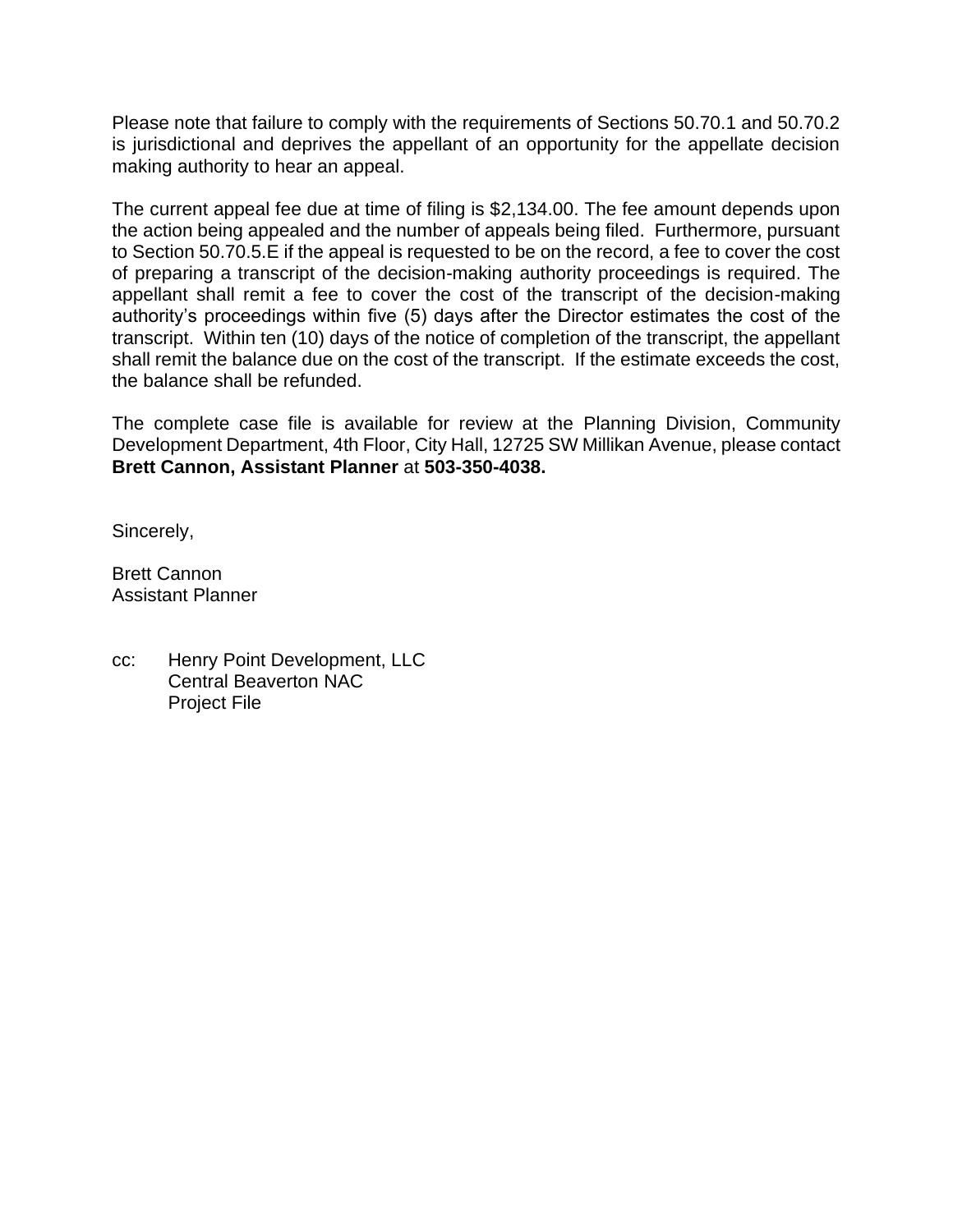Please note that failure to comply with the requirements of Sections 50.70.1 and 50.70.2 is jurisdictional and deprives the appellant of an opportunity for the appellate decision making authority to hear an appeal.

The current appeal fee due at time of filing is $2,134.00. The fee amount depends upon the action being appealed and the number of appeals being filed. Furthermore, pursuant to Section 50.70.5.E if the appeal is requested to be on the record, a fee to cover the cost of preparing a transcript of the decision-making authority proceedings is required. The appellant shall remit a fee to cover the cost of the transcript of the decision-making authority's proceedings within five (5) days after the Director estimates the cost of the transcript. Within ten (10) days of the notice of completion of the transcript, the appellant shall remit the balance due on the cost of the transcript. If the estimate exceeds the cost, the balance shall be refunded.

The complete case file is available for review at the Planning Division, Community Development Department, 4th Floor, City Hall, 12725 SW Millikan Avenue, please contact **Brett Cannon, Assistant Planner** at **503-350-4038.**

Sincerely,

Brett Cannon
Assistant Planner

cc: Henry Point Development, LLC
Central Beaverton NAC
Project File